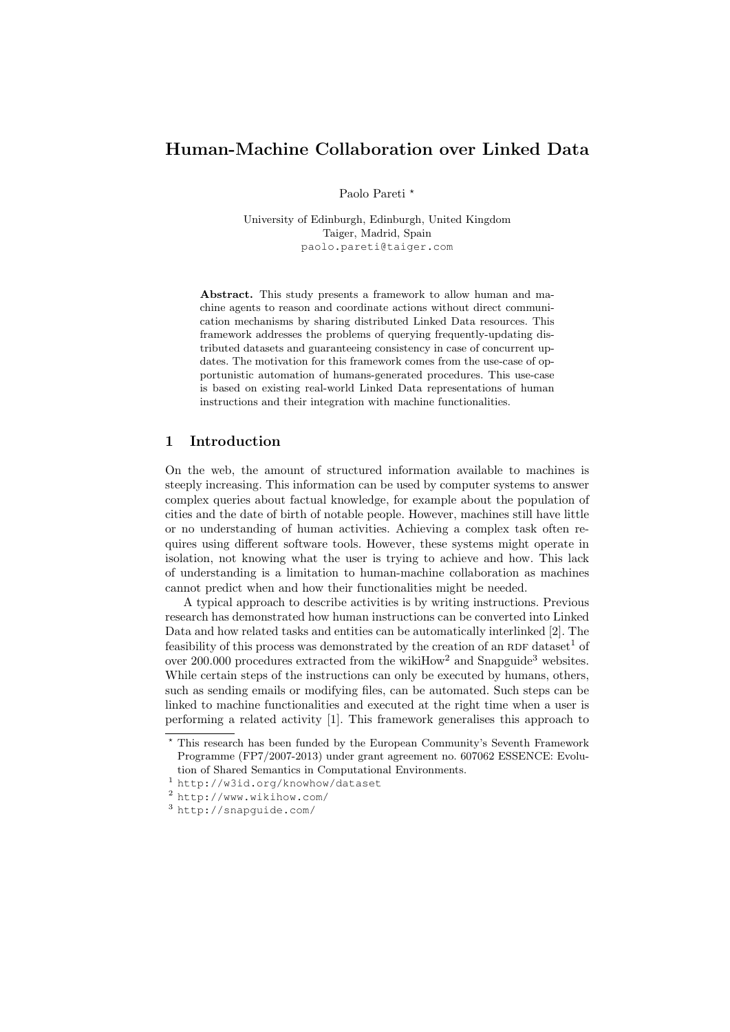# Human-Machine Collaboration over Linked Data

Paolo Pareti *

University of Edinburgh, Edinburgh, United Kingdom
Taiger, Madrid, Spain
paolo.pareti@taiger.com

**Abstract.** This study presents a framework to allow human and machine agents to reason and coordinate actions without direct communication mechanisms by sharing distributed Linked Data resources. This framework addresses the problems of querying frequently-updating distributed datasets and guaranteeing consistency in case of concurrent updates. The motivation for this framework comes from the use-case of opportunistic automation of humans-generated procedures. This use-case is based on existing real-world Linked Data representations of human instructions and their integration with machine functionalities.

## 1 Introduction

On the web, the amount of structured information available to machines is steeply increasing. This information can be used by computer systems to answer complex queries about factual knowledge, for example about the population of cities and the date of birth of notable people. However, machines still have little or no understanding of human activities. Achieving a complex task often requires using different software tools. However, these systems might operate in isolation, not knowing what the user is trying to achieve and how. This lack of understanding is a limitation to human-machine collaboration as machines cannot predict when and how their functionalities might be needed.

A typical approach to describe activities is by writing instructions. Previous research has demonstrated how human instructions can be converted into Linked Data and how related tasks and entities can be automatically interlinked [2]. The feasibility of this process was demonstrated by the creation of an RDF dataset[1] of over 200.000 procedures extracted from the wikiHow[2] and Snapguide[3] websites. While certain steps of the instructions can only be executed by humans, others, such as sending emails or modifying files, can be automated. Such steps can be linked to machine functionalities and executed at the right time when a user is performing a related activity [1]. This framework generalises this approach to

* This research has been funded by the European Community's Seventh Framework Programme (FP7/2007-2013) under grant agreement no. 607062 ESSENCE: Evolution of Shared Semantics in Computational Environments.

[1] http://w3id.org/knowhow/dataset

[2] http://www.wikihow.com/

[3] http://snapguide.com/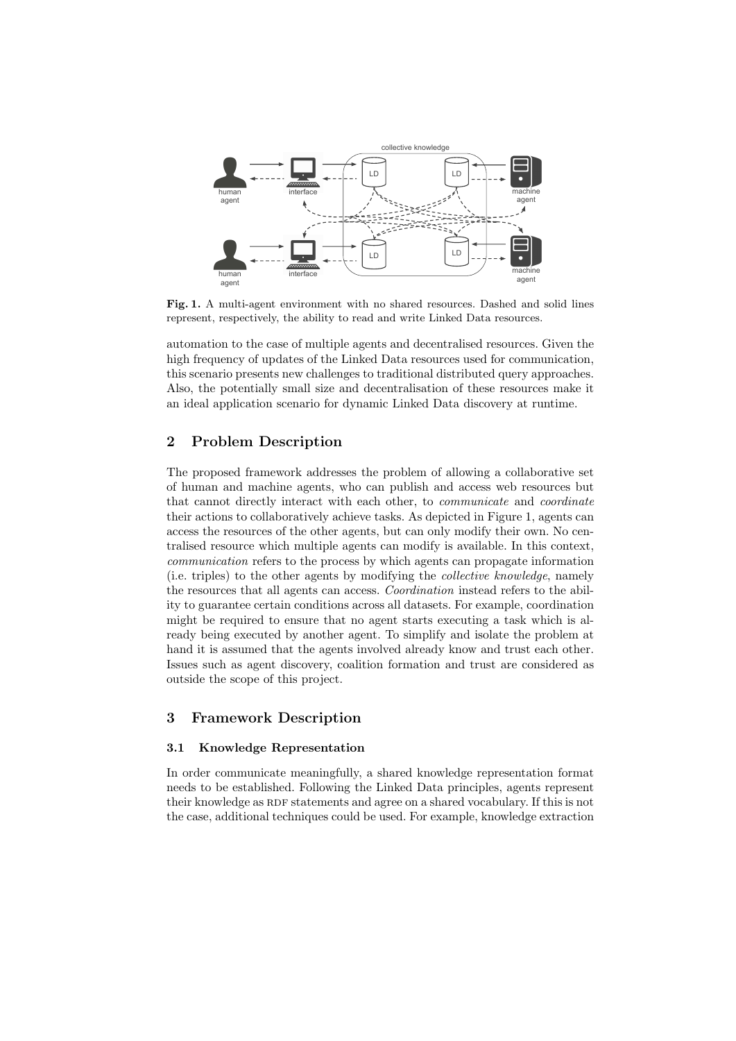Fig. 1. A multi-agent environment with no shared resources. Dashed and solid lines represent, respectively, the ability to read and write Linked Data resources.

automation to the case of multiple agents and decentralised resources. Given the high frequency of updates of the Linked Data resources used for communication, this scenario presents new challenges to traditional distributed query approaches. Also, the potentially small size and decentralisation of these resources make it an ideal application scenario for dynamic Linked Data discovery at runtime.

## 2 Problem Description

The proposed framework addresses the problem of allowing a collaborative set of human and machine agents, who can publish and access web resources but that cannot directly interact with each other, to *communicate* and *coordinate* their actions to collaboratively achieve tasks. As depicted in Figure 1, agents can access the resources of the other agents, but can only modify their own. No centralised resource which multiple agents can modify is available. In this context, *communication* refers to the process by which agents can propagate information (i.e. triples) to the other agents by modifying the *collective knowledge*, namely the resources that all agents can access. *Coordination* instead refers to the ability to guarantee certain conditions across all datasets. For example, coordination might be required to ensure that no agent starts executing a task which is already being executed by another agent. To simplify and isolate the problem at hand it is assumed that the agents involved already know and trust each other. Issues such as agent discovery, coalition formation and trust are considered as outside the scope of this project.

## 3 Framework Description

### 3.1 Knowledge Representation

In order communicate meaningfully, a shared knowledge representation format needs to be established. Following the Linked Data principles, agents represent their knowledge as RDF statements and agree on a shared vocabulary. If this is not the case, additional techniques could be used. For example, knowledge extraction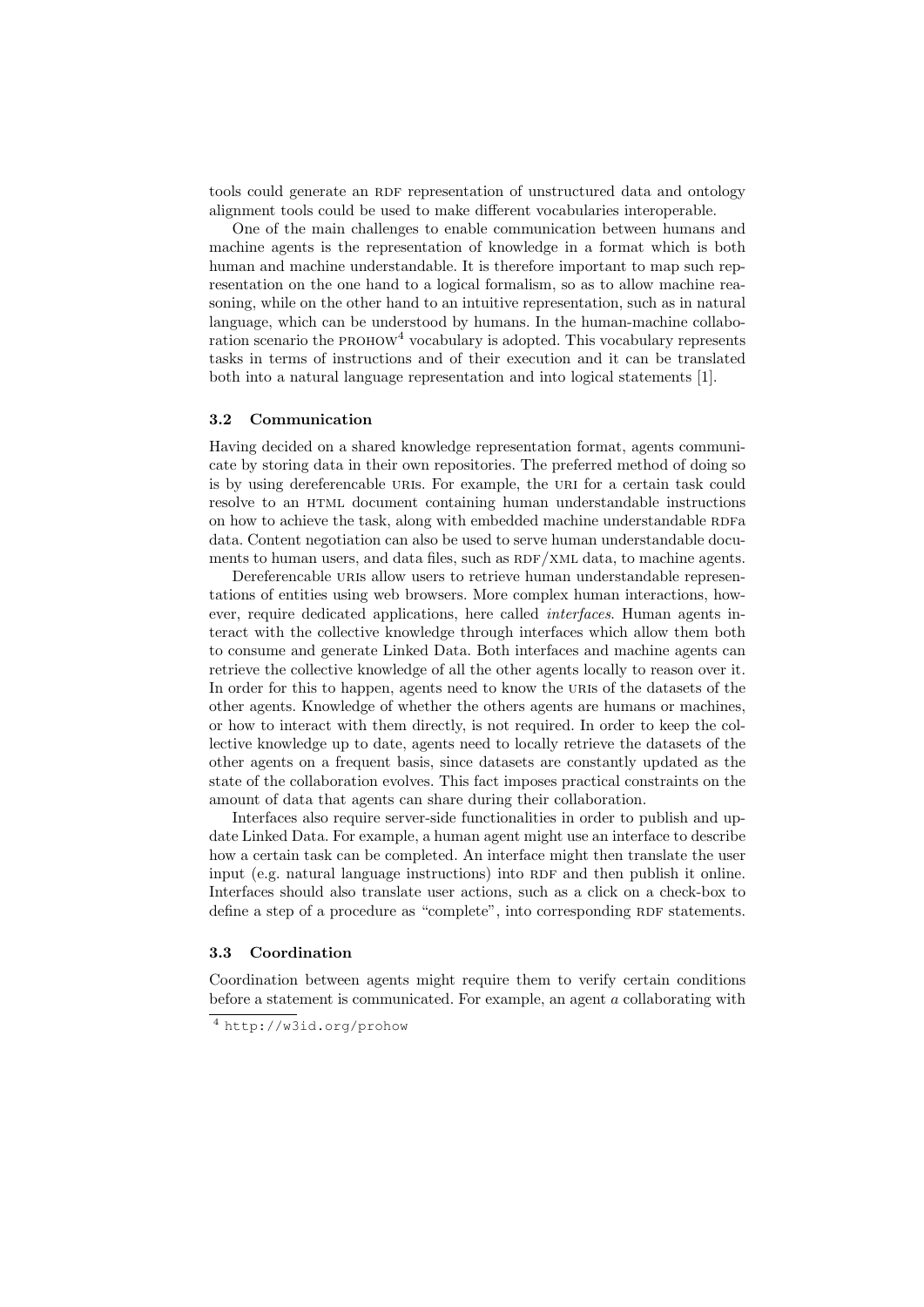tools could generate an RDF representation of unstructured data and ontology alignment tools could be used to make different vocabularies interoperable.

One of the main challenges to enable communication between humans and machine agents is the representation of knowledge in a format which is both human and machine understandable. It is therefore important to map such representation on the one hand to a logical formalism, so as to allow machine reasoning, while on the other hand to an intuitive representation, such as in natural language, which can be understood by humans. In the human-machine collaboration scenario the PROHOW[4] vocabulary is adopted. This vocabulary represents tasks in terms of instructions and of their execution and it can be translated both into a natural language representation and into logical statements [1].

### 3.2 Communication

Having decided on a shared knowledge representation format, agents communicate by storing data in their own repositories. The preferred method of doing so is by using dereferencable URIs. For example, the URI for a certain task could resolve to an HTML document containing human understandable instructions on how to achieve the task, along with embedded machine understandable RDFa data. Content negotiation can also be used to serve human understandable documents to human users, and data files, such as RDF/XML data, to machine agents.

Dereferencable URIs allow users to retrieve human understandable representations of entities using web browsers. More complex human interactions, however, require dedicated applications, here called *interfaces*. Human agents interact with the collective knowledge through interfaces which allow them both to consume and generate Linked Data. Both interfaces and machine agents can retrieve the collective knowledge of all the other agents locally to reason over it. In order for this to happen, agents need to know the URIs of the datasets of the other agents. Knowledge of whether the others agents are humans or machines, or how to interact with them directly, is not required. In order to keep the collective knowledge up to date, agents need to locally retrieve the datasets of the other agents on a frequent basis, since datasets are constantly updated as the state of the collaboration evolves. This fact imposes practical constraints on the amount of data that agents can share during their collaboration.

Interfaces also require server-side functionalities in order to publish and update Linked Data. For example, a human agent might use an interface to describe how a certain task can be completed. An interface might then translate the user input (e.g. natural language instructions) into RDF and then publish it online. Interfaces should also translate user actions, such as a click on a check-box to define a step of a procedure as "complete", into corresponding RDF statements.

### 3.3 Coordination

Coordination between agents might require them to verify certain conditions before a statement is communicated. For example, an agent $a$ collaborating with

[4] http://w3id.org/prohow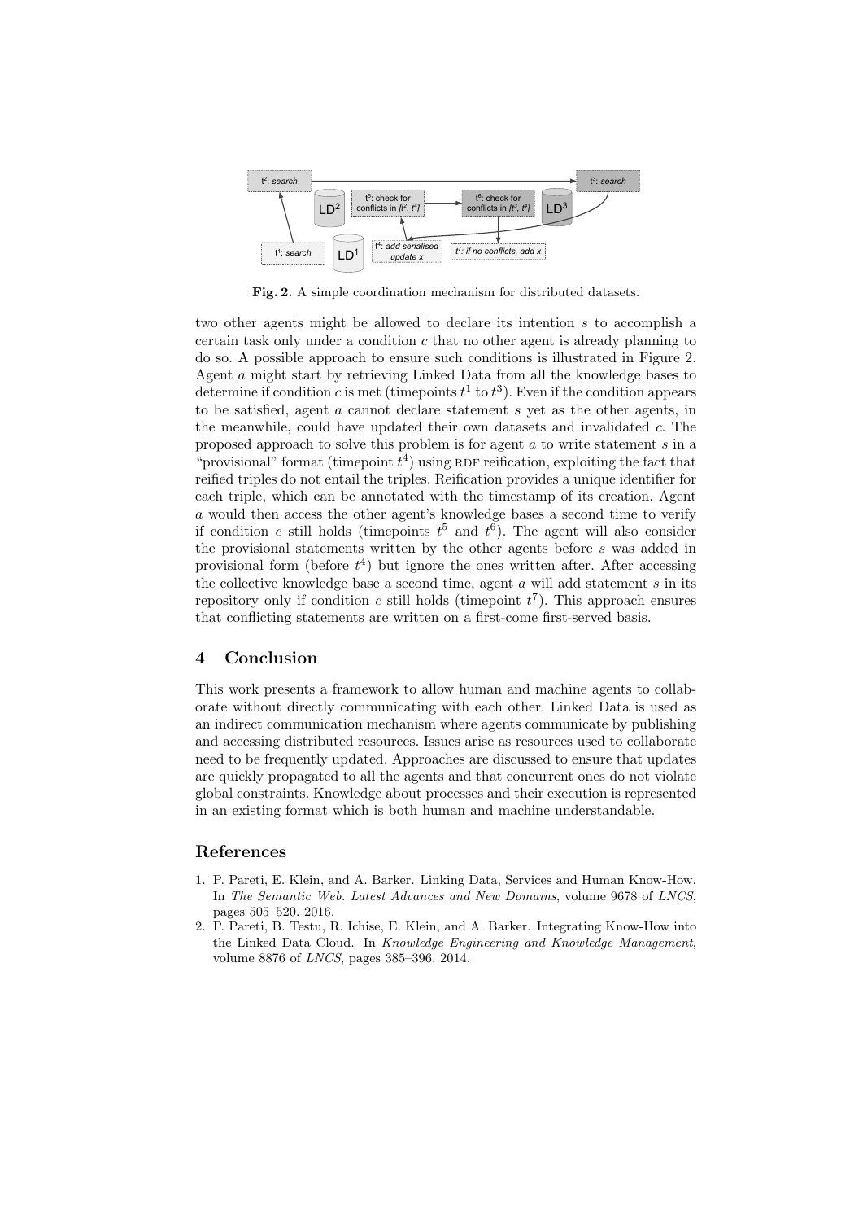t²: search

t³: search

LD²

t⁵: check for conflicts in [t², t⁴]

t⁶: check for conflicts in [t³, t⁴]

LD³

t¹: search

LD¹

t⁴: add serialised update x

t⁷: if no conflicts, add x

**Fig. 2.** A simple coordination mechanism for distributed datasets.

two other agents might be allowed to declare its intention $s$ to accomplish a certain task only under a condition $c$ that no other agent is already planning to do so. A possible approach to ensure such conditions is illustrated in Figure 2. Agent $a$ might start by retrieving Linked Data from all the knowledge bases to determine if condition $c$ is met (timepoints $t^1$ to $t^3$). Even if the condition appears to be satisfied, agent $a$ cannot declare statement $s$ yet as the other agents, in the meanwhile, could have updated their own datasets and invalidated $c$. The proposed approach to solve this problem is for agent $a$ to write statement $s$ in a "provisional" format (timepoint $t^4$) using RDF reification, exploiting the fact that reified triples do not entail the triples. Reification provides a unique identifier for each triple, which can be annotated with the timestamp of its creation. Agent $a$ would then access the other agent's knowledge bases a second time to verify if condition $c$ still holds (timepoints $t^5$ and $t^6$). The agent will also consider the provisional statements written by the other agents before $s$ was added in provisional form (before $t^4$) but ignore the ones written after. After accessing the collective knowledge base a second time, agent $a$ will add statement $s$ in its repository only if condition $c$ still holds (timepoint $t^7$). This approach ensures that conflicting statements are written on a first-come first-served basis.

## 4 Conclusion

This work presents a framework to allow human and machine agents to collaborate without directly communicating with each other. Linked Data is used as an indirect communication mechanism where agents communicate by publishing and accessing distributed resources. Issues arise as resources used to collaborate need to be frequently updated. Approaches are discussed to ensure that updates are quickly propagated to all the agents and that concurrent ones do not violate global constraints. Knowledge about processes and their execution is represented in an existing format which is both human and machine understandable.

## References

1. P. Pareti, E. Klein, and A. Barker. Linking Data, Services and Human Know-How. In *The Semantic Web. Latest Advances and New Domains*, volume 9678 of *LNCS*, pages 505–520. 2016.
2. P. Pareti, B. Testu, R. Ichise, E. Klein, and A. Barker. Integrating Know-How into the Linked Data Cloud. In *Knowledge Engineering and Knowledge Management*, volume 8876 of *LNCS*, pages 385–396. 2014.